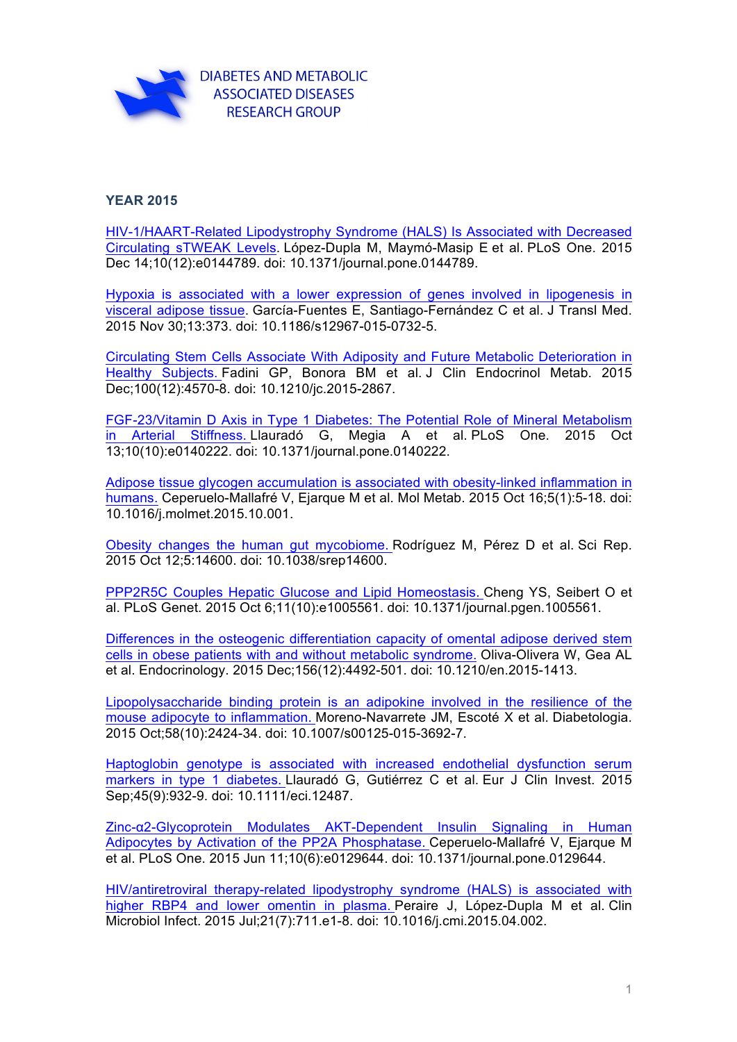DIABETES AND METABOLIC ASSOCIATED DISEASES RESEARCH GROUP

**YEAR 2015**

HIV-1/HAART-Related Lipodystrophy Syndrome (HALS) Is Associated with Decreased Circulating sTWEAK Levels. López-Dupla M, Maymó-Masip E et al. PLoS One. 2015 Dec 14;10(12):e0144789. doi: 10.1371/journal.pone.0144789.

Hypoxia is associated with a lower expression of genes involved in lipogenesis in visceral adipose tissue. García-Fuentes E, Santiago-Fernández C et al. J Transl Med. 2015 Nov 30;13:373. doi: 10.1186/s12967-015-0732-5.

Circulating Stem Cells Associate With Adiposity and Future Metabolic Deterioration in Healthy Subjects. Fadini GP, Bonora BM et al. J Clin Endocrinol Metab. 2015 Dec;100(12):4570-8. doi: 10.1210/jc.2015-2867.

FGF-23/Vitamin D Axis in Type 1 Diabetes: The Potential Role of Mineral Metabolism in Arterial Stiffness. Llauradó G, Megia A et al. PLoS One. 2015 Oct 13;10(10):e0140222. doi: 10.1371/journal.pone.0140222.

Adipose tissue glycogen accumulation is associated with obesity-linked inflammation in humans. Ceperuelo-Mallafré V, Ejarque M et al. Mol Metab. 2015 Oct 16;5(1):5-18. doi: 10.1016/j.molmet.2015.10.001.

Obesity changes the human gut mycobiome. Rodríguez M, Pérez D et al. Sci Rep. 2015 Oct 12;5:14600. doi: 10.1038/srep14600.

PPP2R5C Couples Hepatic Glucose and Lipid Homeostasis. Cheng YS, Seibert O et al. PLoS Genet. 2015 Oct 6;11(10):e1005561. doi: 10.1371/journal.pgen.1005561.

Differences in the osteogenic differentiation capacity of omental adipose derived stem cells in obese patients with and without metabolic syndrome. Oliva-Olivera W, Gea AL et al. Endocrinology. 2015 Dec;156(12):4492-501. doi: 10.1210/en.2015-1413.

Lipopolysaccharide binding protein is an adipokine involved in the resilience of the mouse adipocyte to inflammation. Moreno-Navarrete JM, Escoté X et al. Diabetologia. 2015 Oct;58(10):2424-34. doi: 10.1007/s00125-015-3692-7.

Haptoglobin genotype is associated with increased endothelial dysfunction serum markers in type 1 diabetes. Llauradó G, Gutiérrez C et al. Eur J Clin Invest. 2015 Sep;45(9):932-9. doi: 10.1111/eci.12487.

Zinc-α2-Glycoprotein Modulates AKT-Dependent Insulin Signaling in Human Adipocytes by Activation of the PP2A Phosphatase. Ceperuelo-Mallafré V, Ejarque M et al. PLoS One. 2015 Jun 11;10(6):e0129644. doi: 10.1371/journal.pone.0129644.

HIV/antiretroviral therapy-related lipodystrophy syndrome (HALS) is associated with higher RBP4 and lower omentin in plasma. Peraire J, López-Dupla M et al. Clin Microbiol Infect. 2015 Jul;21(7):711.e1-8. doi: 10.1016/j.cmi.2015.04.002.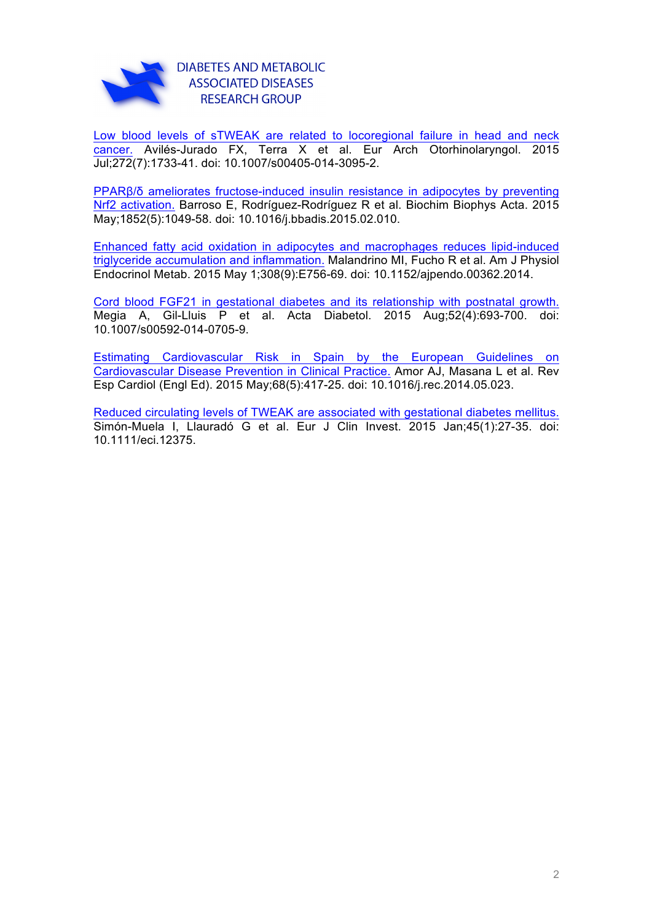DIABETES AND METABOLIC ASSOCIATED DISEASES RESEARCH GROUP

Low blood levels of sTWEAK are related to locoregional failure in head and neck cancer. Avilés-Jurado FX, Terra X et al. Eur Arch Otorhinolaryngol. 2015 Jul;272(7):1733-41. doi: 10.1007/s00405-014-3095-2.

PPARβ/δ ameliorates fructose-induced insulin resistance in adipocytes by preventing Nrf2 activation. Barroso E, Rodríguez-Rodríguez R et al. Biochim Biophys Acta. 2015 May;1852(5):1049-58. doi: 10.1016/j.bbadis.2015.02.010.

Enhanced fatty acid oxidation in adipocytes and macrophages reduces lipid-induced triglyceride accumulation and inflammation. Malandrino MI, Fucho R et al. Am J Physiol Endocrinol Metab. 2015 May 1;308(9):E756-69. doi: 10.1152/ajpendo.00362.2014.

Cord blood FGF21 in gestational diabetes and its relationship with postnatal growth. Megia A, Gil-Lluis P et al. Acta Diabetol. 2015 Aug;52(4):693-700. doi: 10.1007/s00592-014-0705-9.

Estimating Cardiovascular Risk in Spain by the European Guidelines on Cardiovascular Disease Prevention in Clinical Practice. Amor AJ, Masana L et al. Rev Esp Cardiol (Engl Ed). 2015 May;68(5):417-25. doi: 10.1016/j.rec.2014.05.023.

Reduced circulating levels of TWEAK are associated with gestational diabetes mellitus. Simón-Muela I, Llauradó G et al. Eur J Clin Invest. 2015 Jan;45(1):27-35. doi: 10.1111/eci.12375.